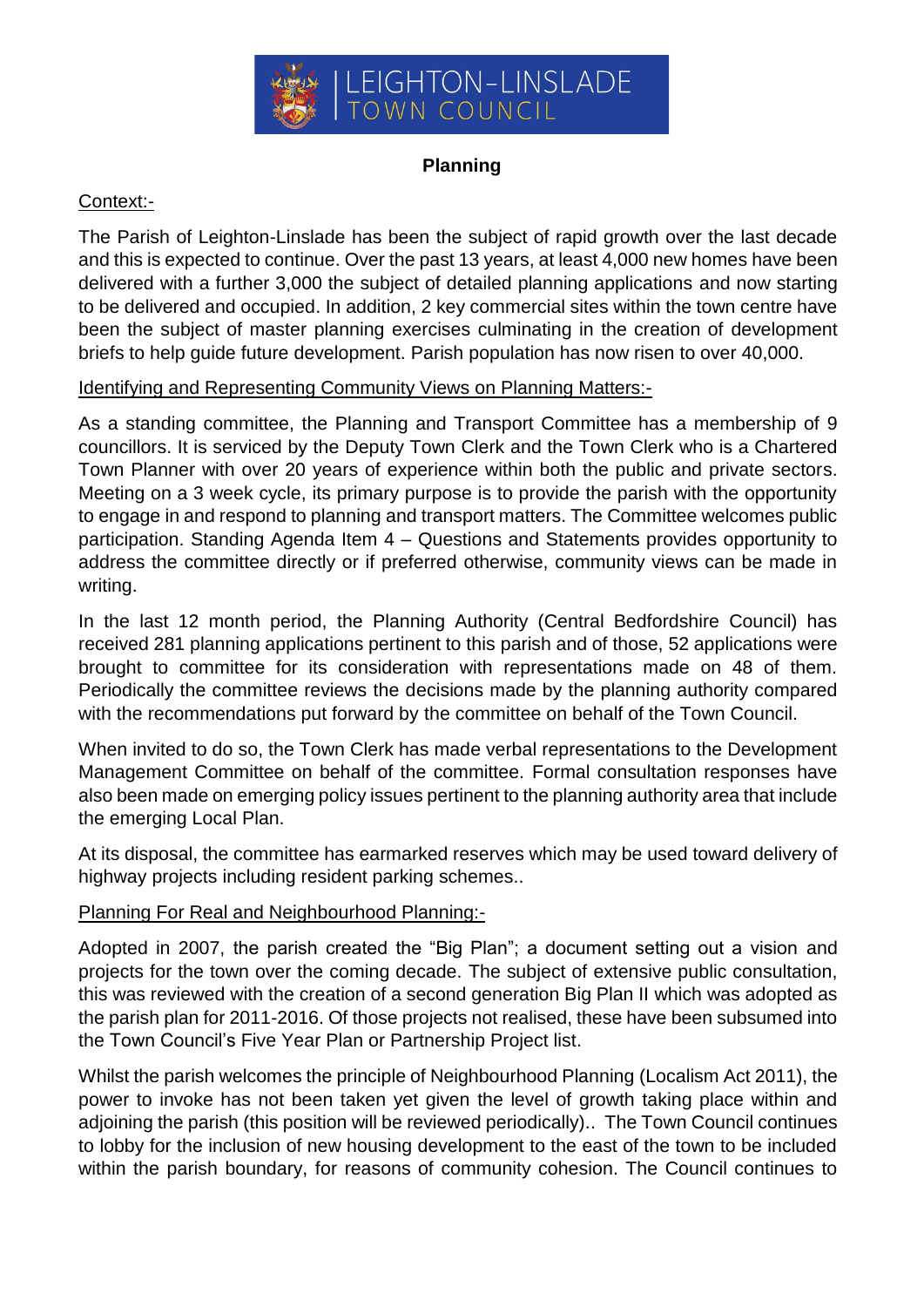LEIGHTON-LINSLADE TOWN COUNCIL

# Planning

Context:-

The Parish of Leighton-Linslade has been the subject of rapid growth over the last decade and this is expected to continue. Over the past 13 years, at least 4,000 new homes have been delivered with a further 3,000 the subject of detailed planning applications and now starting to be delivered and occupied. In addition, 2 key commercial sites within the town centre have been the subject of master planning exercises culminating in the creation of development briefs to help guide future development. Parish population has now risen to over 40,000.

Identifying and Representing Community Views on Planning Matters:-

As a standing committee, the Planning and Transport Committee has a membership of 9 councillors. It is serviced by the Deputy Town Clerk and the Town Clerk who is a Chartered Town Planner with over 20 years of experience within both the public and private sectors. Meeting on a 3 week cycle, its primary purpose is to provide the parish with the opportunity to engage in and respond to planning and transport matters. The Committee welcomes public participation. Standing Agenda Item 4 – Questions and Statements provides opportunity to address the committee directly or if preferred otherwise, community views can be made in writing.

In the last 12 month period, the Planning Authority (Central Bedfordshire Council) has received 281 planning applications pertinent to this parish and of those, 52 applications were brought to committee for its consideration with representations made on 48 of them. Periodically the committee reviews the decisions made by the planning authority compared with the recommendations put forward by the committee on behalf of the Town Council.

When invited to do so, the Town Clerk has made verbal representations to the Development Management Committee on behalf of the committee. Formal consultation responses have also been made on emerging policy issues pertinent to the planning authority area that include the emerging Local Plan.

At its disposal, the committee has earmarked reserves which may be used toward delivery of highway projects including resident parking schemes..

Planning For Real and Neighbourhood Planning:-

Adopted in 2007, the parish created the "Big Plan"; a document setting out a vision and projects for the town over the coming decade. The subject of extensive public consultation, this was reviewed with the creation of a second generation Big Plan II which was adopted as the parish plan for 2011-2016. Of those projects not realised, these have been subsumed into the Town Council's Five Year Plan or Partnership Project list.

Whilst the parish welcomes the principle of Neighbourhood Planning (Localism Act 2011), the power to invoke has not been taken yet given the level of growth taking place within and adjoining the parish (this position will be reviewed periodically).. The Town Council continues to lobby for the inclusion of new housing development to the east of the town to be included within the parish boundary, for reasons of community cohesion. The Council continues to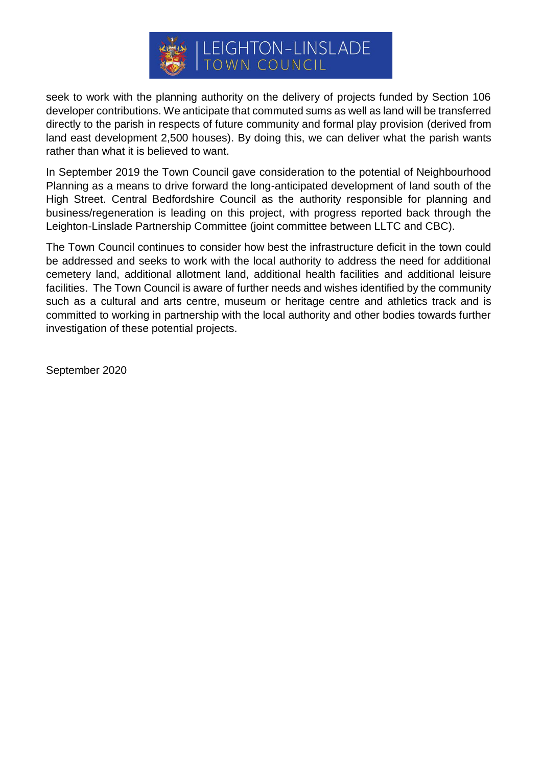seek to work with the planning authority on the delivery of projects funded by Section 106 developer contributions. We anticipate that commuted sums as well as land will be transferred directly to the parish in respects of future community and formal play provision (derived from land east development 2,500 houses). By doing this, we can deliver what the parish wants rather than what it is believed to want.

In September 2019 the Town Council gave consideration to the potential of Neighbourhood Planning as a means to drive forward the long-anticipated development of land south of the High Street. Central Bedfordshire Council as the authority responsible for planning and business/regeneration is leading on this project, with progress reported back through the Leighton-Linslade Partnership Committee (joint committee between LLTC and CBC).

The Town Council continues to consider how best the infrastructure deficit in the town could be addressed and seeks to work with the local authority to address the need for additional cemetery land, additional allotment land, additional health facilities and additional leisure facilities. The Town Council is aware of further needs and wishes identified by the community such as a cultural and arts centre, museum or heritage centre and athletics track and is committed to working in partnership with the local authority and other bodies towards further investigation of these potential projects.

September 2020